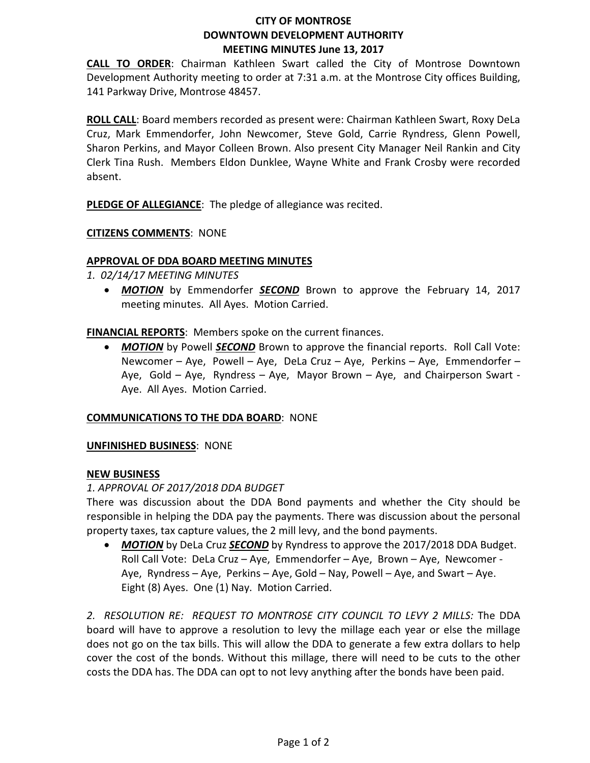# CITY OF MONTROSE
# DOWNTOWN DEVELOPMENT AUTHORITY
# MEETING MINUTES June 13, 2017

**CALL TO ORDER**: Chairman Kathleen Swart called the City of Montrose Downtown Development Authority meeting to order at 7:31 a.m. at the Montrose City offices Building, 141 Parkway Drive, Montrose 48457.

**ROLL CALL**: Board members recorded as present were: Chairman Kathleen Swart, Roxy DeLa Cruz, Mark Emmendorfer, John Newcomer, Steve Gold, Carrie Ryndress, Glenn Powell, Sharon Perkins, and Mayor Colleen Brown. Also present City Manager Neil Rankin and City Clerk Tina Rush. Members Eldon Dunklee, Wayne White and Frank Crosby were recorded absent.

**PLEDGE OF ALLEGIANCE**: The pledge of allegiance was recited.

**CITIZENS COMMENTS**: NONE

**APPROVAL OF DDA BOARD MEETING MINUTES**

*1. 02/14/17 MEETING MINUTES*

- ***MOTION*** by Emmendorfer ***SECOND*** Brown to approve the February 14, 2017 meeting minutes. All Ayes. Motion Carried.

**FINANCIAL REPORTS**: Members spoke on the current finances.

- ***MOTION*** by Powell ***SECOND*** Brown to approve the financial reports. Roll Call Vote: Newcomer – Aye, Powell – Aye, DeLa Cruz – Aye, Perkins – Aye, Emmendorfer – Aye, Gold – Aye, Ryndress – Aye, Mayor Brown – Aye, and Chairperson Swart - Aye. All Ayes. Motion Carried.

**COMMUNICATIONS TO THE DDA BOARD**: NONE

**UNFINISHED BUSINESS**: NONE

**NEW BUSINESS**

*1. APPROVAL OF 2017/2018 DDA BUDGET*

There was discussion about the DDA Bond payments and whether the City should be responsible in helping the DDA pay the payments. There was discussion about the personal property taxes, tax capture values, the 2 mill levy, and the bond payments.

- ***MOTION*** by DeLa Cruz ***SECOND*** by Ryndress to approve the 2017/2018 DDA Budget. Roll Call Vote: DeLa Cruz – Aye, Emmendorfer – Aye, Brown – Aye, Newcomer - Aye, Ryndress – Aye, Perkins – Aye, Gold – Nay, Powell – Aye, and Swart – Aye. Eight (8) Ayes. One (1) Nay. Motion Carried.

*2. RESOLUTION RE: REQUEST TO MONTROSE CITY COUNCIL TO LEVY 2 MILLS:* The DDA board will have to approve a resolution to levy the millage each year or else the millage does not go on the tax bills. This will allow the DDA to generate a few extra dollars to help cover the cost of the bonds. Without this millage, there will need to be cuts to the other costs the DDA has. The DDA can opt to not levy anything after the bonds have been paid.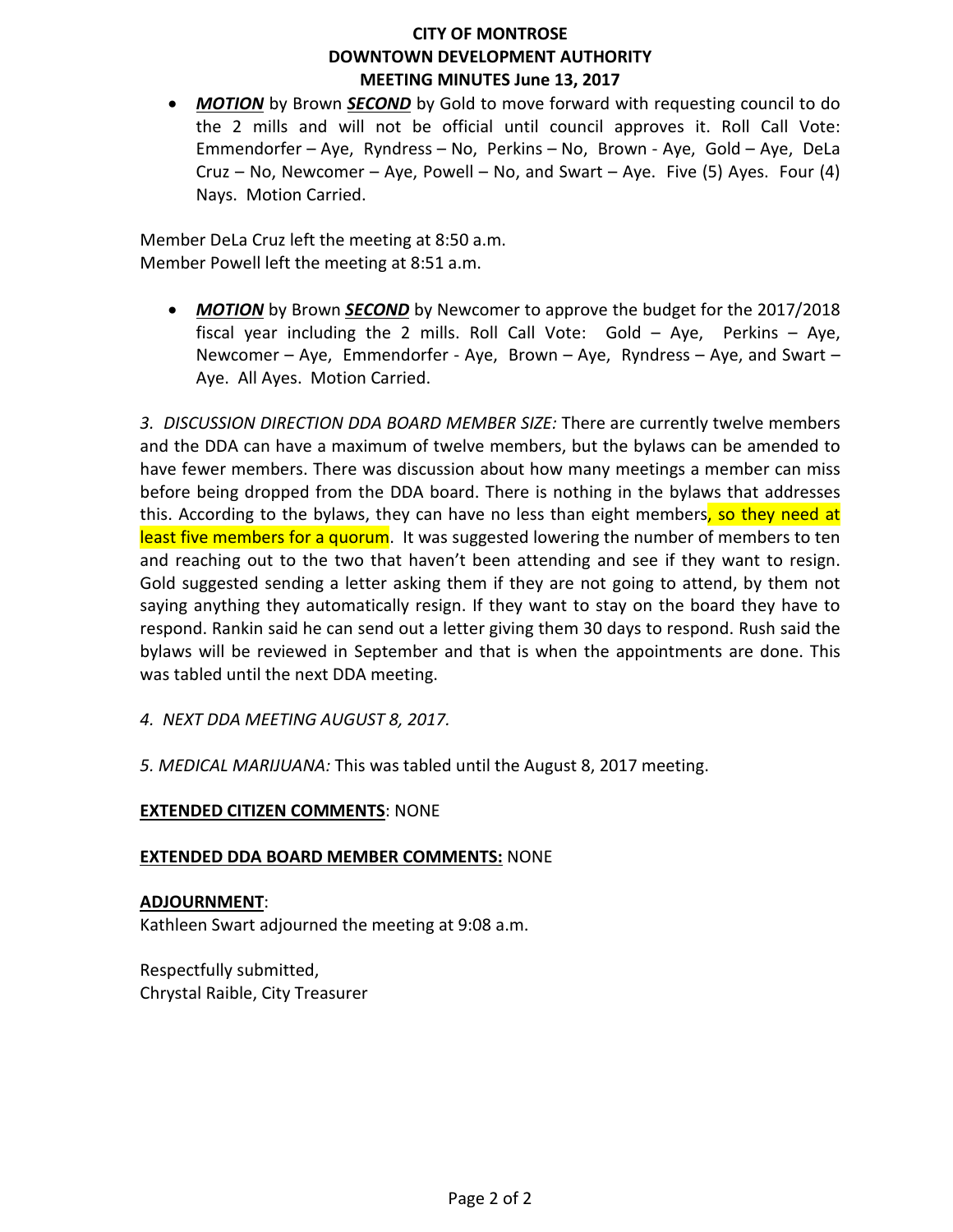**CITY OF MONTROSE**
**DOWNTOWN DEVELOPMENT AUTHORITY**
**MEETING MINUTES June 13, 2017**

- ***MOTION*** by Brown ***SECOND*** by Gold to move forward with requesting council to do the 2 mills and will not be official until council approves it. Roll Call Vote: Emmendorfer – Aye, Ryndress – No, Perkins – No, Brown - Aye, Gold – Aye, DeLa Cruz – No, Newcomer – Aye, Powell – No, and Swart – Aye. Five (5) Ayes. Four (4) Nays. Motion Carried.

Member DeLa Cruz left the meeting at 8:50 a.m.
Member Powell left the meeting at 8:51 a.m.

- ***MOTION*** by Brown ***SECOND*** by Newcomer to approve the budget for the 2017/2018 fiscal year including the 2 mills. Roll Call Vote: Gold – Aye, Perkins – Aye, Newcomer – Aye, Emmendorfer - Aye, Brown – Aye, Ryndress – Aye, and Swart – Aye. All Ayes. Motion Carried.

*3. DISCUSSION DIRECTION DDA BOARD MEMBER SIZE:* There are currently twelve members and the DDA can have a maximum of twelve members, but the bylaws can be amended to have fewer members. There was discussion about how many meetings a member can miss before being dropped from the DDA board. There is nothing in the bylaws that addresses this. According to the bylaws, they can have no less than eight members, so they need at least five members for a quorum. It was suggested lowering the number of members to ten and reaching out to the two that haven't been attending and see if they want to resign. Gold suggested sending a letter asking them if they are not going to attend, by them not saying anything they automatically resign. If they want to stay on the board they have to respond. Rankin said he can send out a letter giving them 30 days to respond. Rush said the bylaws will be reviewed in September and that is when the appointments are done. This was tabled until the next DDA meeting.

*4. NEXT DDA MEETING AUGUST 8, 2017.*

*5. MEDICAL MARIJUANA:* This was tabled until the August 8, 2017 meeting.

**EXTENDED CITIZEN COMMENTS**: NONE

**EXTENDED DDA BOARD MEMBER COMMENTS:** NONE

**ADJOURNMENT**:
Kathleen Swart adjourned the meeting at 9:08 a.m.

Respectfully submitted,
Chrystal Raible, City Treasurer